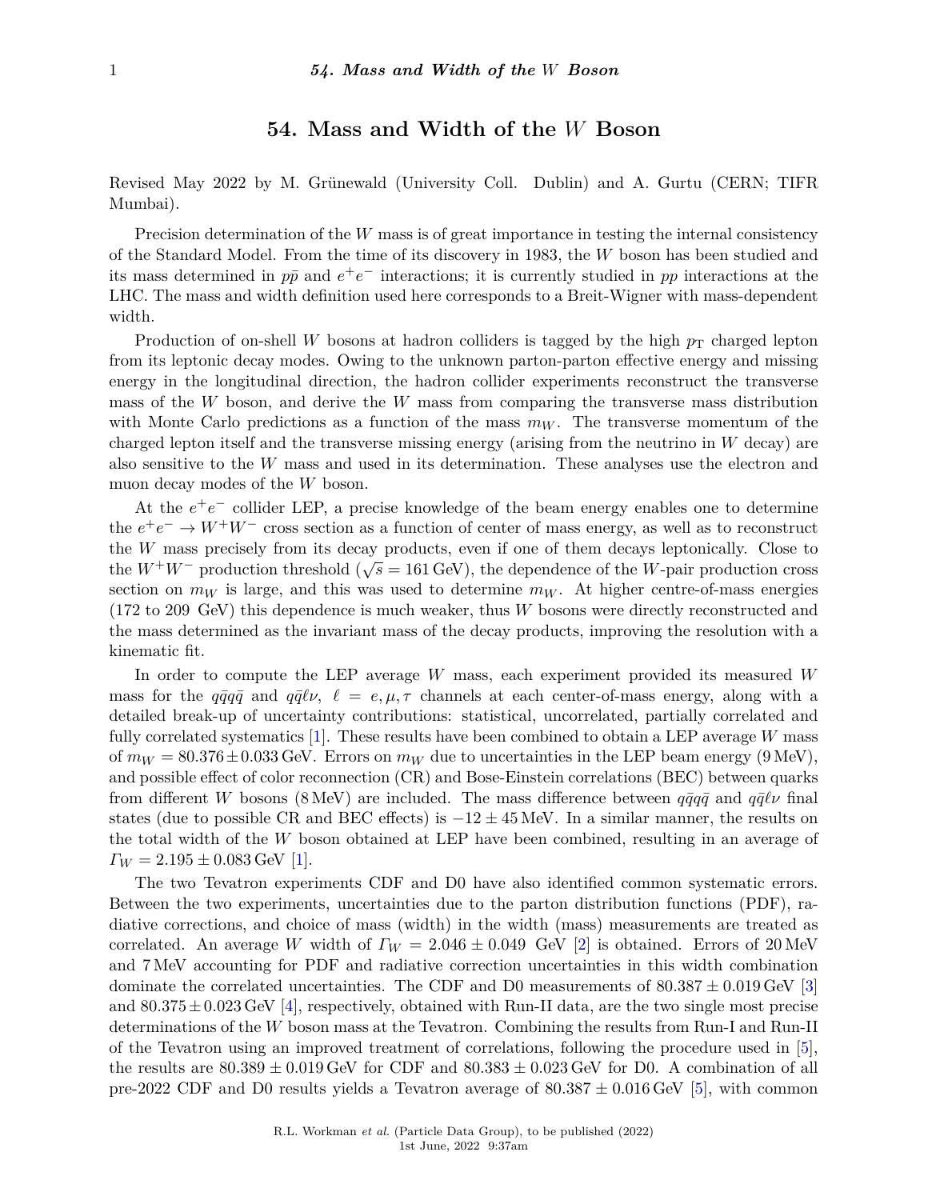# 54. Mass and Width of the $W$ Boson

Revised May 2022 by M. Grünewald (University Coll. Dublin) and A. Gurtu (CERN; TIFR Mumbai).

Precision determination of the $W$ mass is of great importance in testing the internal consistency of the Standard Model. From the time of its discovery in 1983, the $W$ boson has been studied and its mass determined in $p\bar{p}$ and $e^+e^-$ interactions; it is currently studied in $pp$ interactions at the LHC. The mass and width definition used here corresponds to a Breit-Wigner with mass-dependent width.

Production of on-shell $W$ bosons at hadron colliders is tagged by the high $p_{\mathrm{T}}$ charged lepton from its leptonic decay modes. Owing to the unknown parton-parton effective energy and missing energy in the longitudinal direction, the hadron collider experiments reconstruct the transverse mass of the $W$ boson, and derive the $W$ mass from comparing the transverse mass distribution with Monte Carlo predictions as a function of the mass $m_W$. The transverse momentum of the charged lepton itself and the transverse missing energy (arising from the neutrino in $W$ decay) are also sensitive to the $W$ mass and used in its determination. These analyses use the electron and muon decay modes of the $W$ boson.

At the $e^+e^-$ collider LEP, a precise knowledge of the beam energy enables one to determine the $e^+e^- \to W^+W^-$ cross section as a function of center of mass energy, as well as to reconstruct the $W$ mass precisely from its decay products, even if one of them decays leptonically. Close to the $W^+W^-$ production threshold ($\sqrt{s} = 161\,\mathrm{GeV}$), the dependence of the $W$-pair production cross section on $m_W$ is large, and this was used to determine $m_W$. At higher centre-of-mass energies (172 to 209 GeV) this dependence is much weaker, thus $W$ bosons were directly reconstructed and the mass determined as the invariant mass of the decay products, improving the resolution with a kinematic fit.

In order to compute the LEP average $W$ mass, each experiment provided its measured $W$ mass for the $q\bar{q}q\bar{q}$ and $q\bar{q}\ell\nu$, $\ell = e, \mu, \tau$ channels at each center-of-mass energy, along with a detailed break-up of uncertainty contributions: statistical, uncorrelated, partially correlated and fully correlated systematics [1]. These results have been combined to obtain a LEP average $W$ mass of $m_W = 80.376 \pm 0.033\,\mathrm{GeV}$. Errors on $m_W$ due to uncertainties in the LEP beam energy (9 MeV), and possible effect of color reconnection (CR) and Bose-Einstein correlations (BEC) between quarks from different $W$ bosons (8 MeV) are included. The mass difference between $q\bar{q}q\bar{q}$ and $q\bar{q}\ell\nu$ final states (due to possible CR and BEC effects) is $-12 \pm 45\,\mathrm{MeV}$. In a similar manner, the results on the total width of the $W$ boson obtained at LEP have been combined, resulting in an average of $\Gamma_W = 2.195 \pm 0.083\,\mathrm{GeV}$ [1].

The two Tevatron experiments CDF and D0 have also identified common systematic errors. Between the two experiments, uncertainties due to the parton distribution functions (PDF), radiative corrections, and choice of mass (width) in the width (mass) measurements are treated as correlated. An average $W$ width of $\Gamma_W = 2.046 \pm 0.049$ GeV [2] is obtained. Errors of 20 MeV and 7 MeV accounting for PDF and radiative correction uncertainties in this width combination dominate the correlated uncertainties. The CDF and D0 measurements of $80.387 \pm 0.019\,\mathrm{GeV}$ [3] and $80.375 \pm 0.023\,\mathrm{GeV}$ [4], respectively, obtained with Run-II data, are the two single most precise determinations of the $W$ boson mass at the Tevatron. Combining the results from Run-I and Run-II of the Tevatron using an improved treatment of correlations, following the procedure used in [5], the results are $80.389 \pm 0.019\,\mathrm{GeV}$ for CDF and $80.383 \pm 0.023\,\mathrm{GeV}$ for D0. A combination of all pre-2022 CDF and D0 results yields a Tevatron average of $80.387 \pm 0.016\,\mathrm{GeV}$ [5], with common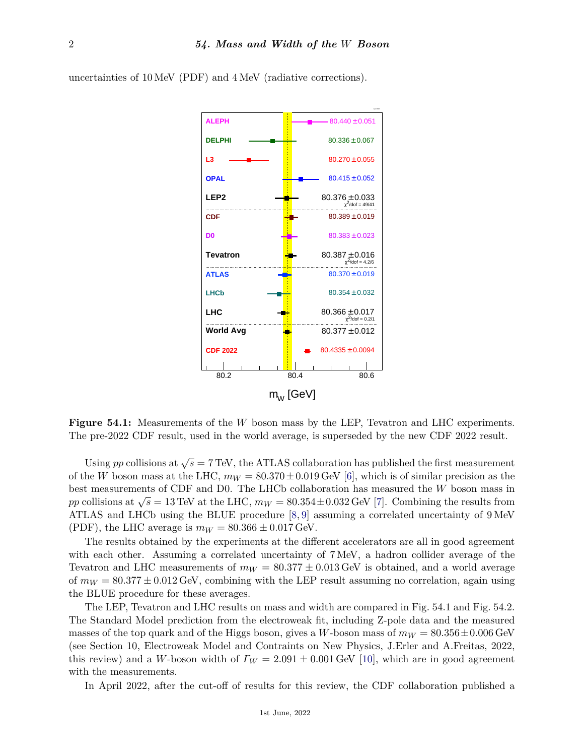uncertainties of 10 MeV (PDF) and 4 MeV (radiative corrections).

**Figure 54.1:** Measurements of the $W$ boson mass by the LEP, Tevatron and LHC experiments. The pre-2022 CDF result, used in the world average, is superseded by the new CDF 2022 result.

Using $pp$ collisions at $\sqrt{s} = 7$ TeV, the ATLAS collaboration has published the first measurement of the $W$ boson mass at the LHC, $m_W = 80.370 \pm 0.019$ GeV [6], which is of similar precision as the best measurements of CDF and D0. The LHCb collaboration has measured the $W$ boson mass in $pp$ collisions at $\sqrt{s} = 13$ TeV at the LHC, $m_W = 80.354 \pm 0.032$ GeV [7]. Combining the results from ATLAS and LHCb using the BLUE procedure [8, 9] assuming a correlated uncertainty of 9 MeV (PDF), the LHC average is $m_W = 80.366 \pm 0.017$ GeV.

The results obtained by the experiments at the different accelerators are all in good agreement with each other. Assuming a correlated uncertainty of 7 MeV, a hadron collider average of the Tevatron and LHC measurements of $m_W = 80.377 \pm 0.013$ GeV is obtained, and a world average of $m_W = 80.377 \pm 0.012$ GeV, combining with the LEP result assuming no correlation, again using the BLUE procedure for these averages.

The LEP, Tevatron and LHC results on mass and width are compared in Fig. 54.1 and Fig. 54.2. The Standard Model prediction from the electroweak fit, including Z-pole data and the measured masses of the top quark and of the Higgs boson, gives a $W$-boson mass of $m_W = 80.356 \pm 0.006$ GeV (see Section 10, Electroweak Model and Contraints on New Physics, J.Erler and A.Freitas, 2022, this review) and a $W$-boson width of $\Gamma_W = 2.091 \pm 0.001$ GeV [10], which are in good agreement with the measurements.

In April 2022, after the cut-off of results for this review, the CDF collaboration published a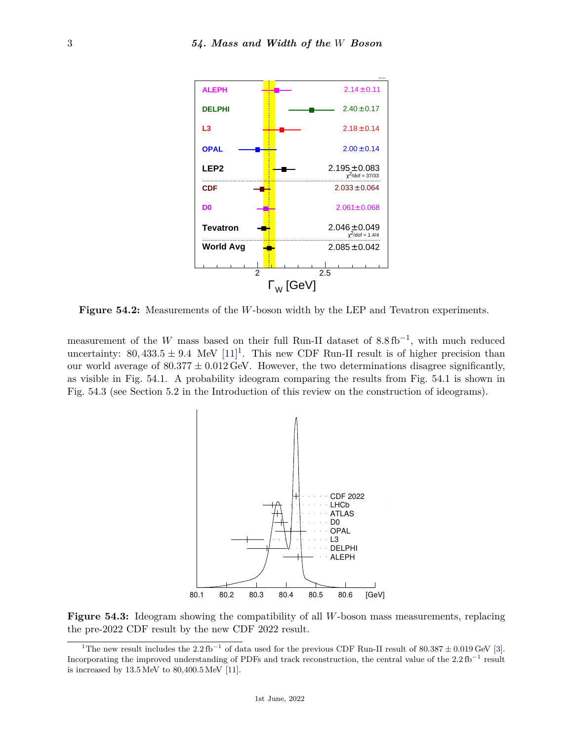**Figure 54.2:** Measurements of the $W$-boson width by the LEP and Tevatron experiments.

measurement of the $W$ mass based on their full Run-II dataset of $8.8\,\text{fb}^{-1}$, with much reduced uncertainty: $80,433.5 \pm 9.4$ MeV [11][1]. This new CDF Run-II result is of higher precision than our world average of $80.377 \pm 0.012$ GeV. However, the two determinations disagree significantly, as visible in Fig. 54.1. A probability ideogram comparing the results from Fig. 54.1 is shown in Fig. 54.3 (see Section 5.2 in the Introduction of this review on the construction of ideograms).

**Figure 54.3:** Ideogram showing the compatibility of all $W$-boson mass measurements, replacing the pre-2022 CDF result by the new CDF 2022 result.

[1] The new result includes the $2.2\,\text{fb}^{-1}$ of data used for the previous CDF Run-II result of $80.387 \pm 0.019$ GeV [3]. Incorporating the improved understanding of PDFs and track reconstruction, the central value of the $2.2\,\text{fb}^{-1}$ result is increased by 13.5 MeV to 80,400.5 MeV [11].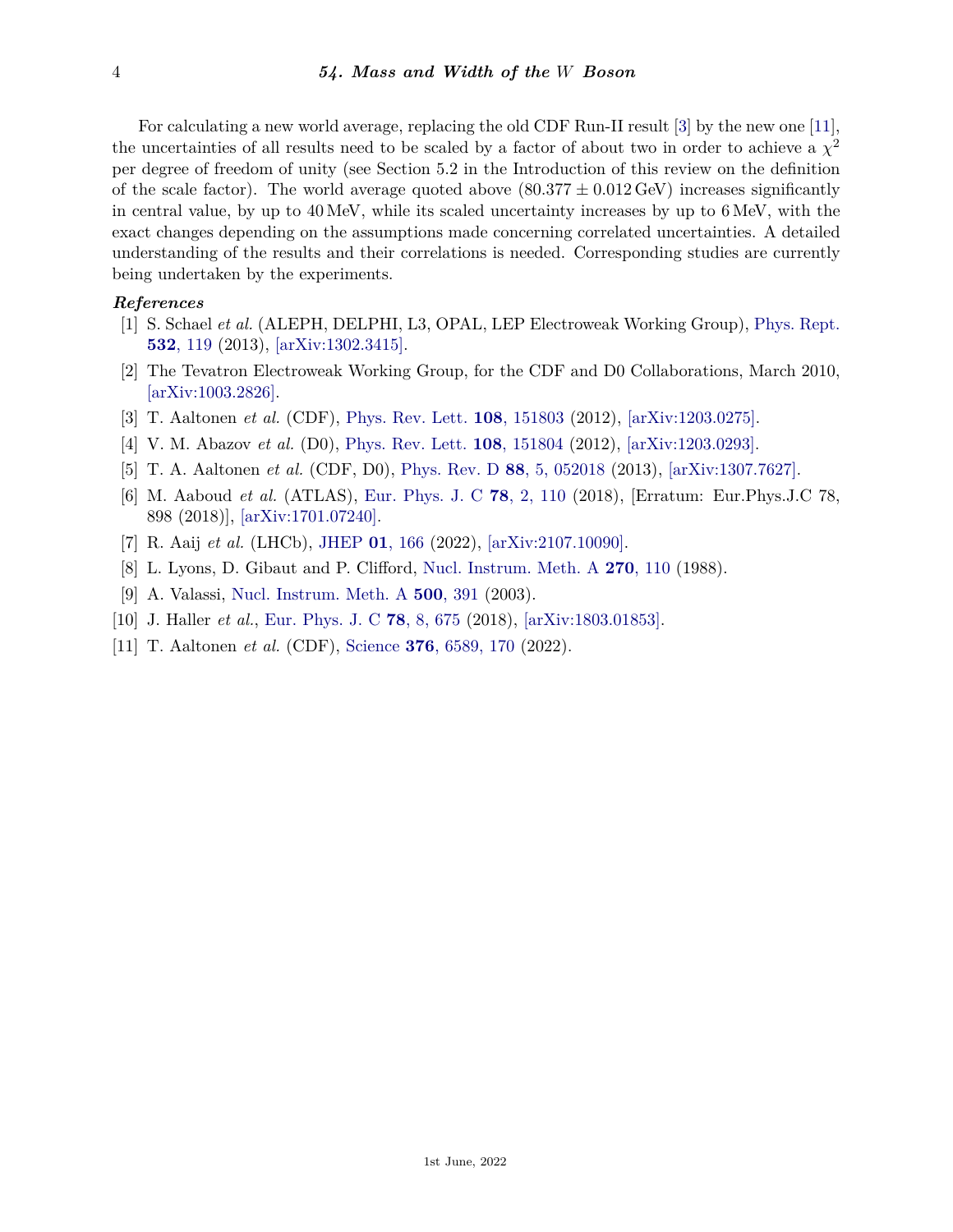For calculating a new world average, replacing the old CDF Run-II result [3] by the new one [11], the uncertainties of all results need to be scaled by a factor of about two in order to achieve a $\chi^2$ per degree of freedom of unity (see Section 5.2 in the Introduction of this review on the definition of the scale factor). The world average quoted above ($80.377 \pm 0.012$ GeV) increases significantly in central value, by up to 40 MeV, while its scaled uncertainty increases by up to 6 MeV, with the exact changes depending on the assumptions made concerning correlated uncertainties. A detailed understanding of the results and their correlations is needed. Corresponding studies are currently being undertaken by the experiments.

### *References*

[1] S. Schael *et al.* (ALEPH, DELPHI, L3, OPAL, LEP Electroweak Working Group), Phys. Rept. **532**, 119 (2013), [arXiv:1302.3415].

[2] The Tevatron Electroweak Working Group, for the CDF and D0 Collaborations, March 2010, [arXiv:1003.2826].

[3] T. Aaltonen *et al.* (CDF), Phys. Rev. Lett. **108**, 151803 (2012), [arXiv:1203.0275].

[4] V. M. Abazov *et al.* (D0), Phys. Rev. Lett. **108**, 151804 (2012), [arXiv:1203.0293].

[5] T. A. Aaltonen *et al.* (CDF, D0), Phys. Rev. D **88**, 5, 052018 (2013), [arXiv:1307.7627].

[6] M. Aaboud *et al.* (ATLAS), Eur. Phys. J. C **78**, 2, 110 (2018), [Erratum: Eur.Phys.J.C 78, 898 (2018)], [arXiv:1701.07240].

[7] R. Aaij *et al.* (LHCb), JHEP **01**, 166 (2022), [arXiv:2107.10090].

[8] L. Lyons, D. Gibaut and P. Clifford, Nucl. Instrum. Meth. A **270**, 110 (1988).

[9] A. Valassi, Nucl. Instrum. Meth. A **500**, 391 (2003).

[10] J. Haller *et al.*, Eur. Phys. J. C **78**, 8, 675 (2018), [arXiv:1803.01853].

[11] T. Aaltonen *et al.* (CDF), Science **376**, 6589, 170 (2022).